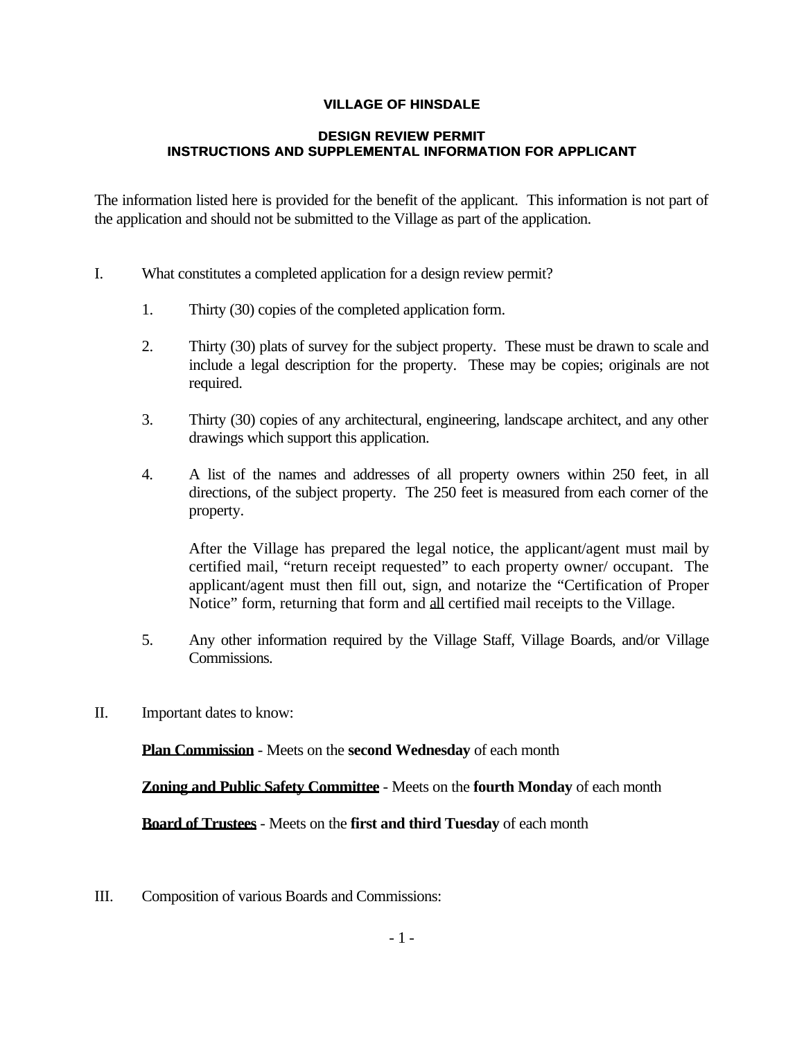**VILLAGE OF HINSDALE**

**DESIGN REVIEW PERMIT**
**INSTRUCTIONS AND SUPPLEMENTAL INFORMATION FOR APPLICANT**

The information listed here is provided for the benefit of the applicant. This information is not part of the application and should not be submitted to the Village as part of the application.

I. What constitutes a completed application for a design review permit?

1. Thirty (30) copies of the completed application form.

2. Thirty (30) plats of survey for the subject property. These must be drawn to scale and include a legal description for the property. These may be copies; originals are not required.

3. Thirty (30) copies of any architectural, engineering, landscape architect, and any other drawings which support this application.

4. A list of the names and addresses of all property owners within 250 feet, in all directions, of the subject property. The 250 feet is measured from each corner of the property.

   After the Village has prepared the legal notice, the applicant/agent must mail by certified mail, "return receipt requested" to each property owner/ occupant. The applicant/agent must then fill out, sign, and notarize the "Certification of Proper Notice" form, returning that form and <u>all</u> certified mail receipts to the Village.

5. Any other information required by the Village Staff, Village Boards, and/or Village Commissions.

II. Important dates to know:

<u>**Plan Commission**</u> - Meets on the **second Wednesday** of each month

<u>**Zoning and Public Safety Committee**</u> - Meets on the **fourth Monday** of each month

<u>**Board of Trustees**</u> - Meets on the **first and third Tuesday** of each month

III. Composition of various Boards and Commissions: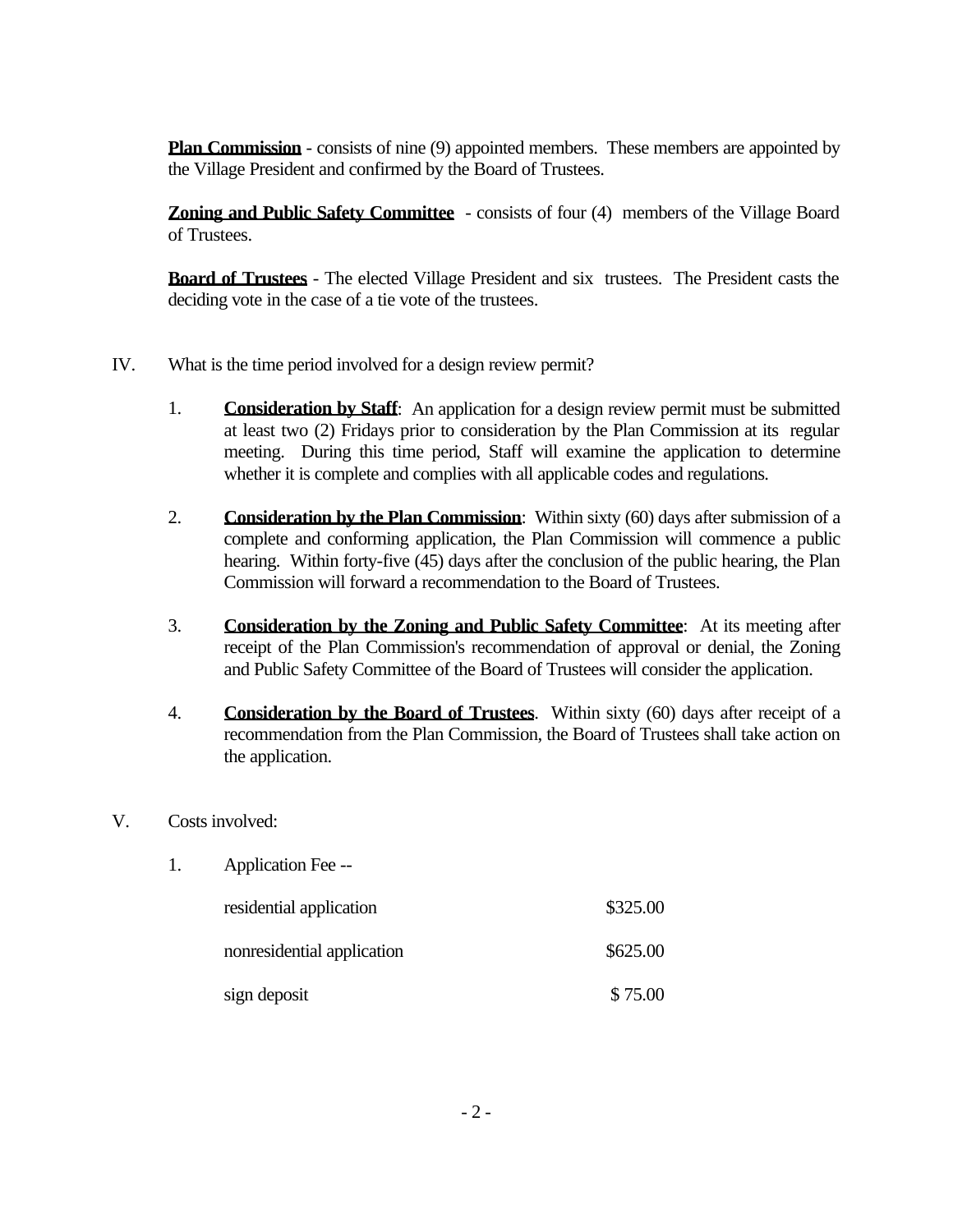**Plan Commission** - consists of nine (9) appointed members. These members are appointed by the Village President and confirmed by the Board of Trustees.

**Zoning and Public Safety Committee** - consists of four (4) members of the Village Board of Trustees.

**Board of Trustees** - The elected Village President and six trustees. The President casts the deciding vote in the case of a tie vote of the trustees.

IV. What is the time period involved for a design review permit?

1. **Consideration by Staff**: An application for a design review permit must be submitted at least two (2) Fridays prior to consideration by the Plan Commission at its regular meeting. During this time period, Staff will examine the application to determine whether it is complete and complies with all applicable codes and regulations.

2. **Consideration by the Plan Commission**: Within sixty (60) days after submission of a complete and conforming application, the Plan Commission will commence a public hearing. Within forty-five (45) days after the conclusion of the public hearing, the Plan Commission will forward a recommendation to the Board of Trustees.

3. **Consideration by the Zoning and Public Safety Committee**: At its meeting after receipt of the Plan Commission's recommendation of approval or denial, the Zoning and Public Safety Committee of the Board of Trustees will consider the application.

4. **Consideration by the Board of Trustees**. Within sixty (60) days after receipt of a recommendation from the Plan Commission, the Board of Trustees shall take action on the application.

V. Costs involved:

1. Application Fee --

| | |
|---|---|
| residential application | $325.00 |
| nonresidential application | $625.00 |
| sign deposit | $ 75.00 |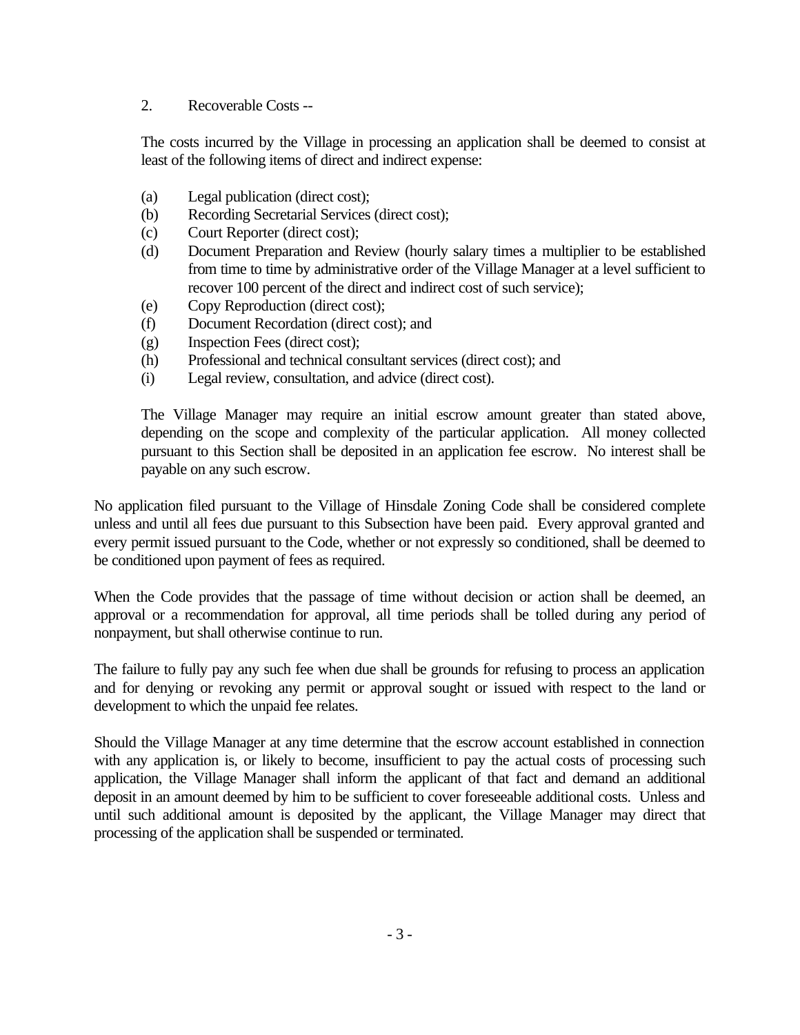2. Recoverable Costs --

The costs incurred by the Village in processing an application shall be deemed to consist at least of the following items of direct and indirect expense:

(a) Legal publication (direct cost);
(b) Recording Secretarial Services (direct cost);
(c) Court Reporter (direct cost);
(d) Document Preparation and Review (hourly salary times a multiplier to be established from time to time by administrative order of the Village Manager at a level sufficient to recover 100 percent of the direct and indirect cost of such service);
(e) Copy Reproduction (direct cost);
(f) Document Recordation (direct cost); and
(g) Inspection Fees (direct cost);
(h) Professional and technical consultant services (direct cost); and
(i) Legal review, consultation, and advice (direct cost).

The Village Manager may require an initial escrow amount greater than stated above, depending on the scope and complexity of the particular application. All money collected pursuant to this Section shall be deposited in an application fee escrow. No interest shall be payable on any such escrow.

No application filed pursuant to the Village of Hinsdale Zoning Code shall be considered complete unless and until all fees due pursuant to this Subsection have been paid. Every approval granted and every permit issued pursuant to the Code, whether or not expressly so conditioned, shall be deemed to be conditioned upon payment of fees as required.

When the Code provides that the passage of time without decision or action shall be deemed, an approval or a recommendation for approval, all time periods shall be tolled during any period of nonpayment, but shall otherwise continue to run.

The failure to fully pay any such fee when due shall be grounds for refusing to process an application and for denying or revoking any permit or approval sought or issued with respect to the land or development to which the unpaid fee relates.

Should the Village Manager at any time determine that the escrow account established in connection with any application is, or likely to become, insufficient to pay the actual costs of processing such application, the Village Manager shall inform the applicant of that fact and demand an additional deposit in an amount deemed by him to be sufficient to cover foreseeable additional costs. Unless and until such additional amount is deposited by the applicant, the Village Manager may direct that processing of the application shall be suspended or terminated.